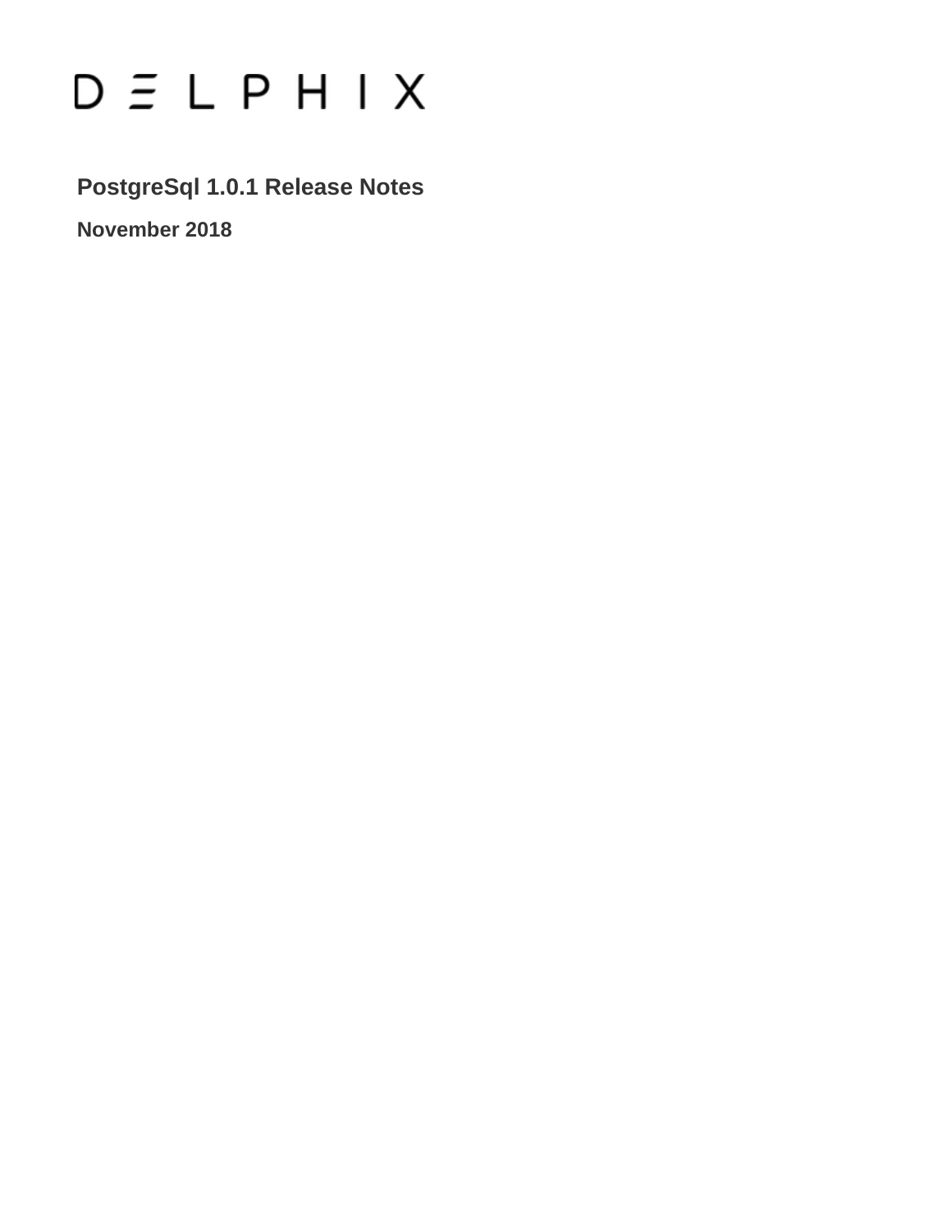DELPHIX

# PostgreSql 1.0.1 Release Notes

**November 2018**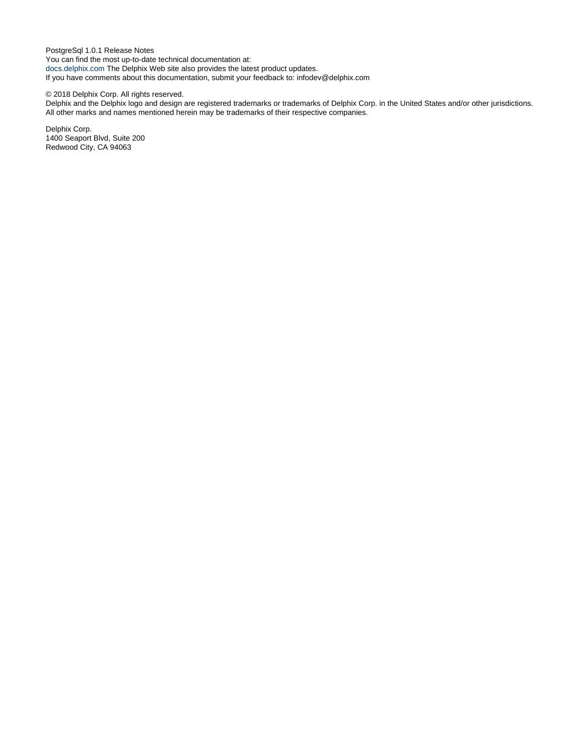PostgreSql 1.0.1 Release Notes
You can find the most up-to-date technical documentation at:
docs.delphix.com The Delphix Web site also provides the latest product updates.
If you have comments about this documentation, submit your feedback to: infodev@delphix.com

© 2018 Delphix Corp. All rights reserved.
Delphix and the Delphix logo and design are registered trademarks or trademarks of Delphix Corp. in the United States and/or other jurisdictions.
All other marks and names mentioned herein may be trademarks of their respective companies.

Delphix Corp.
1400 Seaport Blvd, Suite 200
Redwood City, CA 94063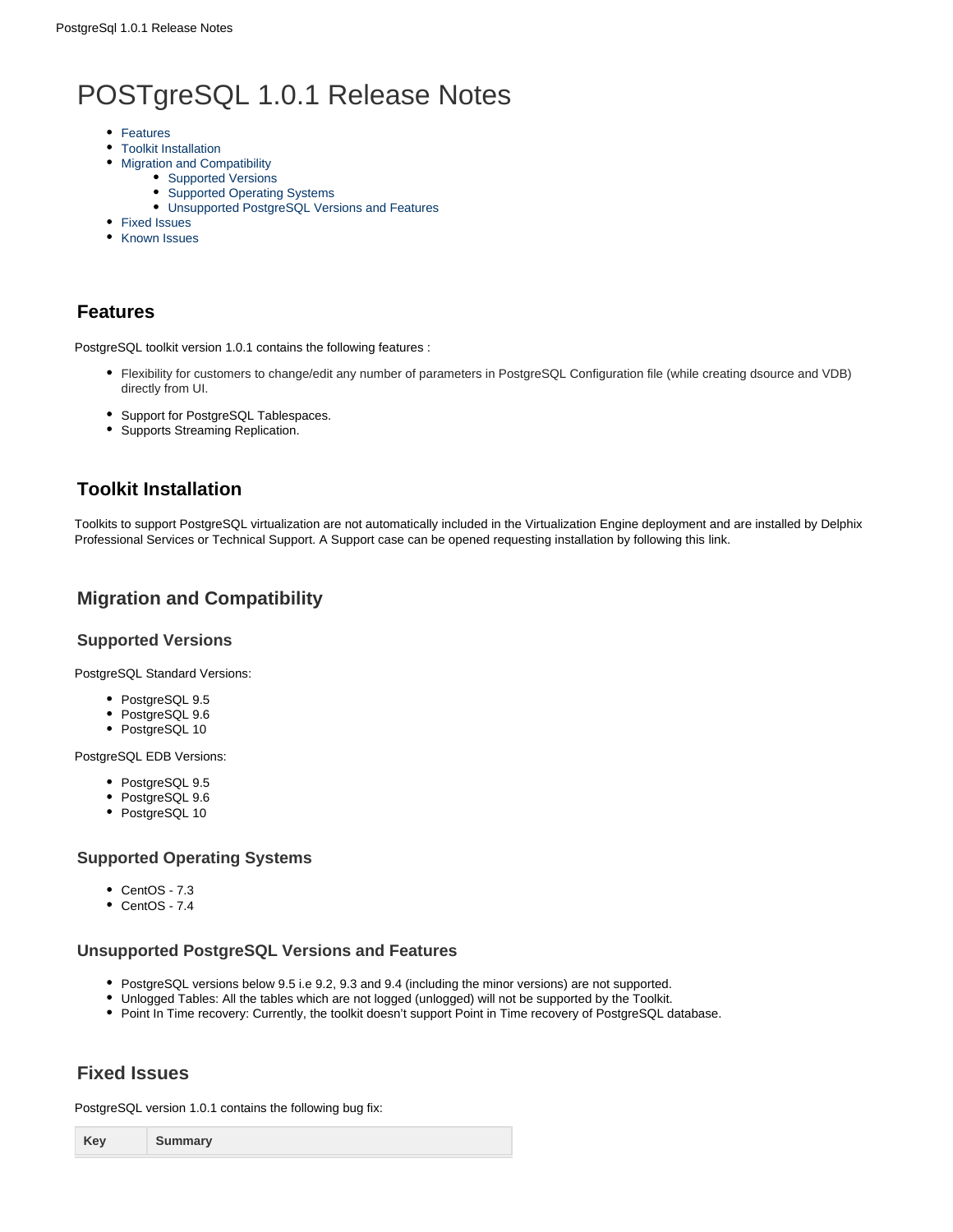# POSTgreSQL 1.0.1 Release Notes

- Features
- Toolkit Installation
- Migration and Compatibility
  - Supported Versions
  - Supported Operating Systems
  - Unsupported PostgreSQL Versions and Features
- Fixed Issues
- Known Issues

## Features

PostgreSQL toolkit version 1.0.1 contains the following features :

- Flexibility for customers to change/edit any number of parameters in PostgreSQL Configuration file (while creating dsource and VDB) directly from UI.
- Support for PostgreSQL Tablespaces.
- Supports Streaming Replication.

## Toolkit Installation

Toolkits to support PostgreSQL virtualization are not automatically included in the Virtualization Engine deployment and are installed by Delphix Professional Services or Technical Support. A Support case can be opened requesting installation by following this link.

## Migration and Compatibility

### Supported Versions

PostgreSQL Standard Versions:

- PostgreSQL 9.5
- PostgreSQL 9.6
- PostgreSQL 10

PostgreSQL EDB Versions:

- PostgreSQL 9.5
- PostgreSQL 9.6
- PostgreSQL 10

### Supported Operating Systems

- CentOS - 7.3
- CentOS - 7.4

### Unsupported PostgreSQL Versions and Features

- PostgreSQL versions below 9.5 i.e 9.2, 9.3 and 9.4 (including the minor versions) are not supported.
- Unlogged Tables: All the tables which are not logged (unlogged) will not be supported by the Toolkit.
- Point In Time recovery: Currently, the toolkit doesn't support Point in Time recovery of PostgreSQL database.

## Fixed Issues

PostgreSQL version 1.0.1 contains the following bug fix:

| Key | Summary |
|---|---|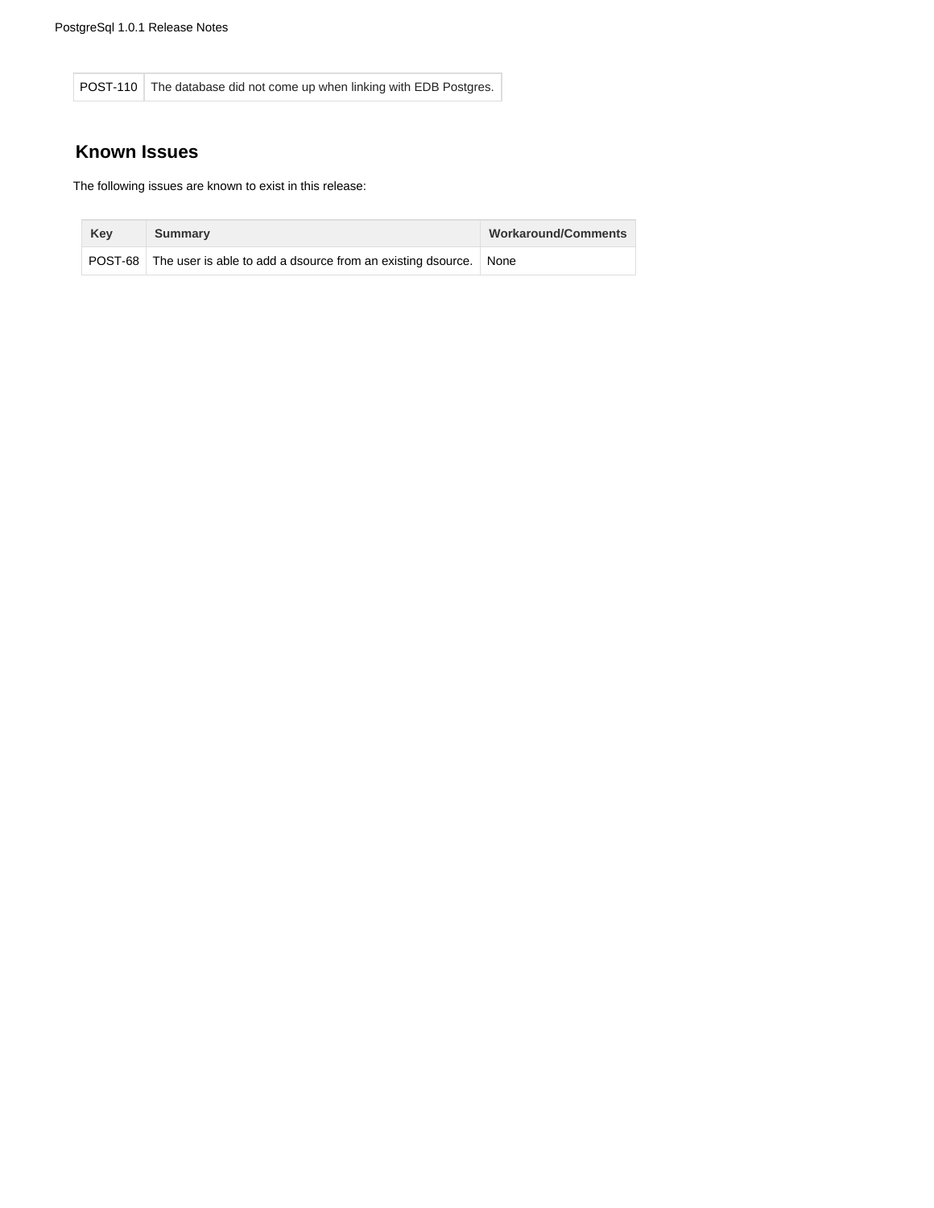| | |
|---|---|
| POST-110 | The database did not come up when linking with EDB Postgres. |

## Known Issues

The following issues are known to exist in this release:

| Key | Summary | Workaround/Comments |
|---|---|---|
| POST-68 | The user is able to add a dsource from an existing dsource. | None |